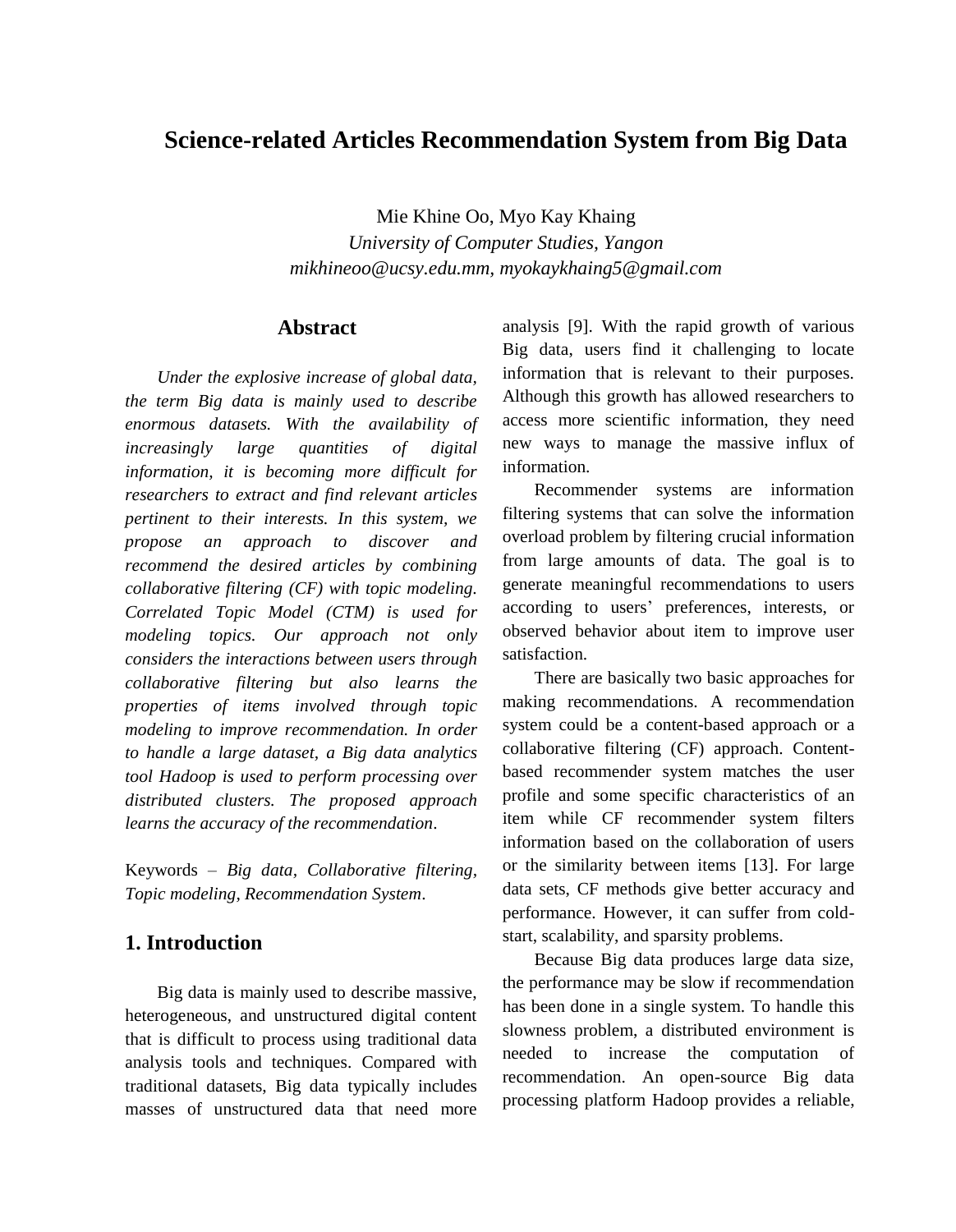# Science-related Articles Recommendation System from Big Data

Mie Khine Oo, Myo Kay Khaing
*University of Computer Studies, Yangon*
*mikhineoo@ucsy.edu.mm, myokaykhaing5@gmail.com*

## Abstract

*Under the explosive increase of global data, the term Big data is mainly used to describe enormous datasets. With the availability of increasingly large quantities of digital information, it is becoming more difficult for researchers to extract and find relevant articles pertinent to their interests. In this system, we propose an approach to discover and recommend the desired articles by combining collaborative filtering (CF) with topic modeling. Correlated Topic Model (CTM) is used for modeling topics. Our approach not only considers the interactions between users through collaborative filtering but also learns the properties of items involved through topic modeling to improve recommendation. In order to handle a large dataset, a Big data analytics tool Hadoop is used to perform processing over distributed clusters. The proposed approach learns the accuracy of the recommendation*.

Keywords – *Big data, Collaborative filtering, Topic modeling, Recommendation System*.

## 1. Introduction

Big data is mainly used to describe massive, heterogeneous, and unstructured digital content that is difficult to process using traditional data analysis tools and techniques. Compared with traditional datasets, Big data typically includes masses of unstructured data that need more analysis [9]. With the rapid growth of various Big data, users find it challenging to locate information that is relevant to their purposes. Although this growth has allowed researchers to access more scientific information, they need new ways to manage the massive influx of information.

Recommender systems are information filtering systems that can solve the information overload problem by filtering crucial information from large amounts of data. The goal is to generate meaningful recommendations to users according to users' preferences, interests, or observed behavior about item to improve user satisfaction.

There are basically two basic approaches for making recommendations. A recommendation system could be a content-based approach or a collaborative filtering (CF) approach. Content-based recommender system matches the user profile and some specific characteristics of an item while CF recommender system filters information based on the collaboration of users or the similarity between items [13]. For large data sets, CF methods give better accuracy and performance. However, it can suffer from cold-start, scalability, and sparsity problems.

Because Big data produces large data size, the performance may be slow if recommendation has been done in a single system. To handle this slowness problem, a distributed environment is needed to increase the computation of recommendation. An open-source Big data processing platform Hadoop provides a reliable,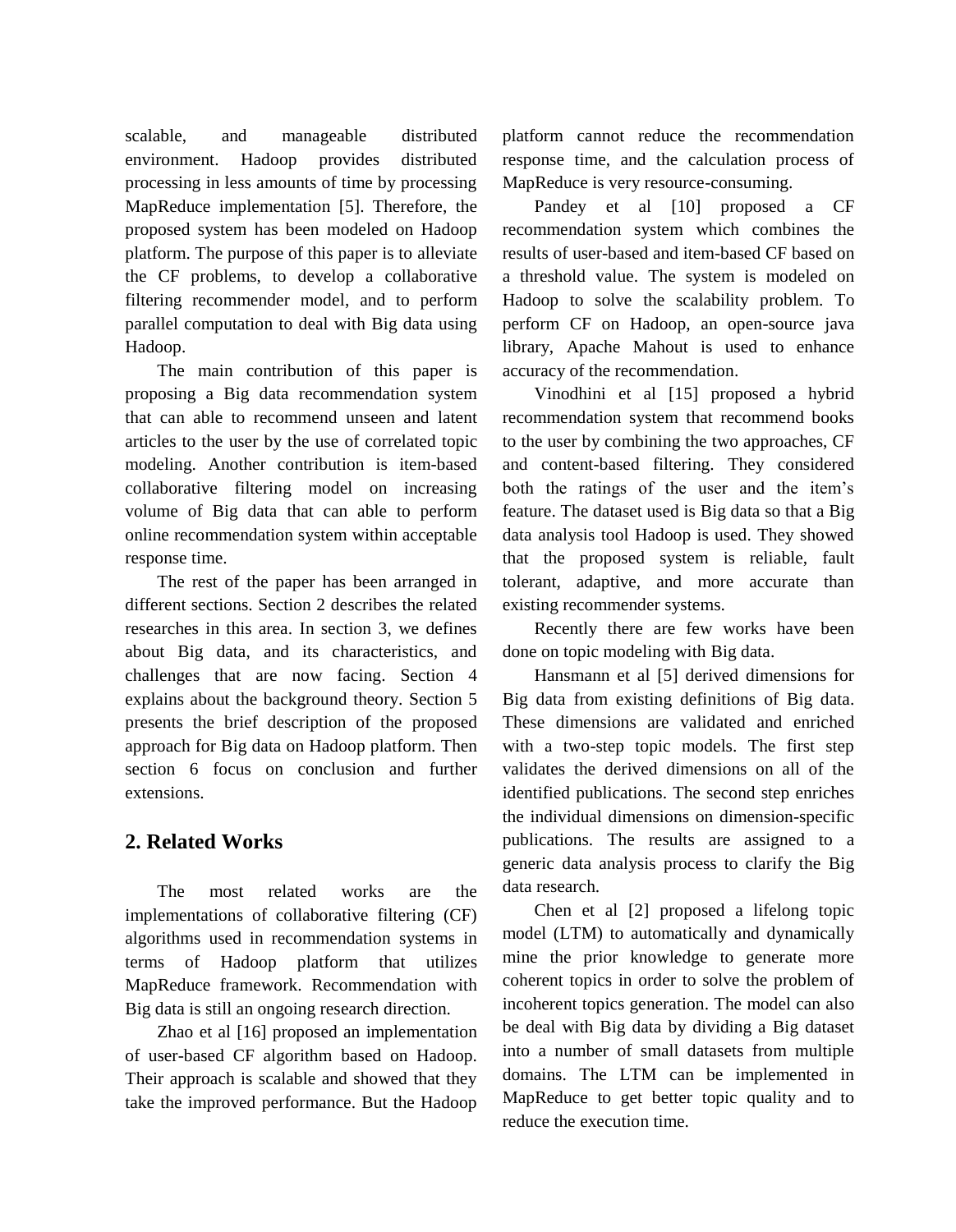scalable, and manageable distributed environment. Hadoop provides distributed processing in less amounts of time by processing MapReduce implementation [5]. Therefore, the proposed system has been modeled on Hadoop platform. The purpose of this paper is to alleviate the CF problems, to develop a collaborative filtering recommender model, and to perform parallel computation to deal with Big data using Hadoop.

The main contribution of this paper is proposing a Big data recommendation system that can able to recommend unseen and latent articles to the user by the use of correlated topic modeling. Another contribution is item-based collaborative filtering model on increasing volume of Big data that can able to perform online recommendation system within acceptable response time.

The rest of the paper has been arranged in different sections. Section 2 describes the related researches in this area. In section 3, we defines about Big data, and its characteristics, and challenges that are now facing. Section 4 explains about the background theory. Section 5 presents the brief description of the proposed approach for Big data on Hadoop platform. Then section 6 focus on conclusion and further extensions.

## 2. Related Works

The most related works are the implementations of collaborative filtering (CF) algorithms used in recommendation systems in terms of Hadoop platform that utilizes MapReduce framework. Recommendation with Big data is still an ongoing research direction.

Zhao et al [16] proposed an implementation of user-based CF algorithm based on Hadoop. Their approach is scalable and showed that they take the improved performance. But the Hadoop platform cannot reduce the recommendation response time, and the calculation process of MapReduce is very resource-consuming.

Pandey et al [10] proposed a CF recommendation system which combines the results of user-based and item-based CF based on a threshold value. The system is modeled on Hadoop to solve the scalability problem. To perform CF on Hadoop, an open-source java library, Apache Mahout is used to enhance accuracy of the recommendation.

Vinodhini et al [15] proposed a hybrid recommendation system that recommend books to the user by combining the two approaches, CF and content-based filtering. They considered both the ratings of the user and the item's feature. The dataset used is Big data so that a Big data analysis tool Hadoop is used. They showed that the proposed system is reliable, fault tolerant, adaptive, and more accurate than existing recommender systems.

Recently there are few works have been done on topic modeling with Big data.

Hansmann et al [5] derived dimensions for Big data from existing definitions of Big data. These dimensions are validated and enriched with a two-step topic models. The first step validates the derived dimensions on all of the identified publications. The second step enriches the individual dimensions on dimension-specific publications. The results are assigned to a generic data analysis process to clarify the Big data research.

Chen et al [2] proposed a lifelong topic model (LTM) to automatically and dynamically mine the prior knowledge to generate more coherent topics in order to solve the problem of incoherent topics generation. The model can also be deal with Big data by dividing a Big dataset into a number of small datasets from multiple domains. The LTM can be implemented in MapReduce to get better topic quality and to reduce the execution time.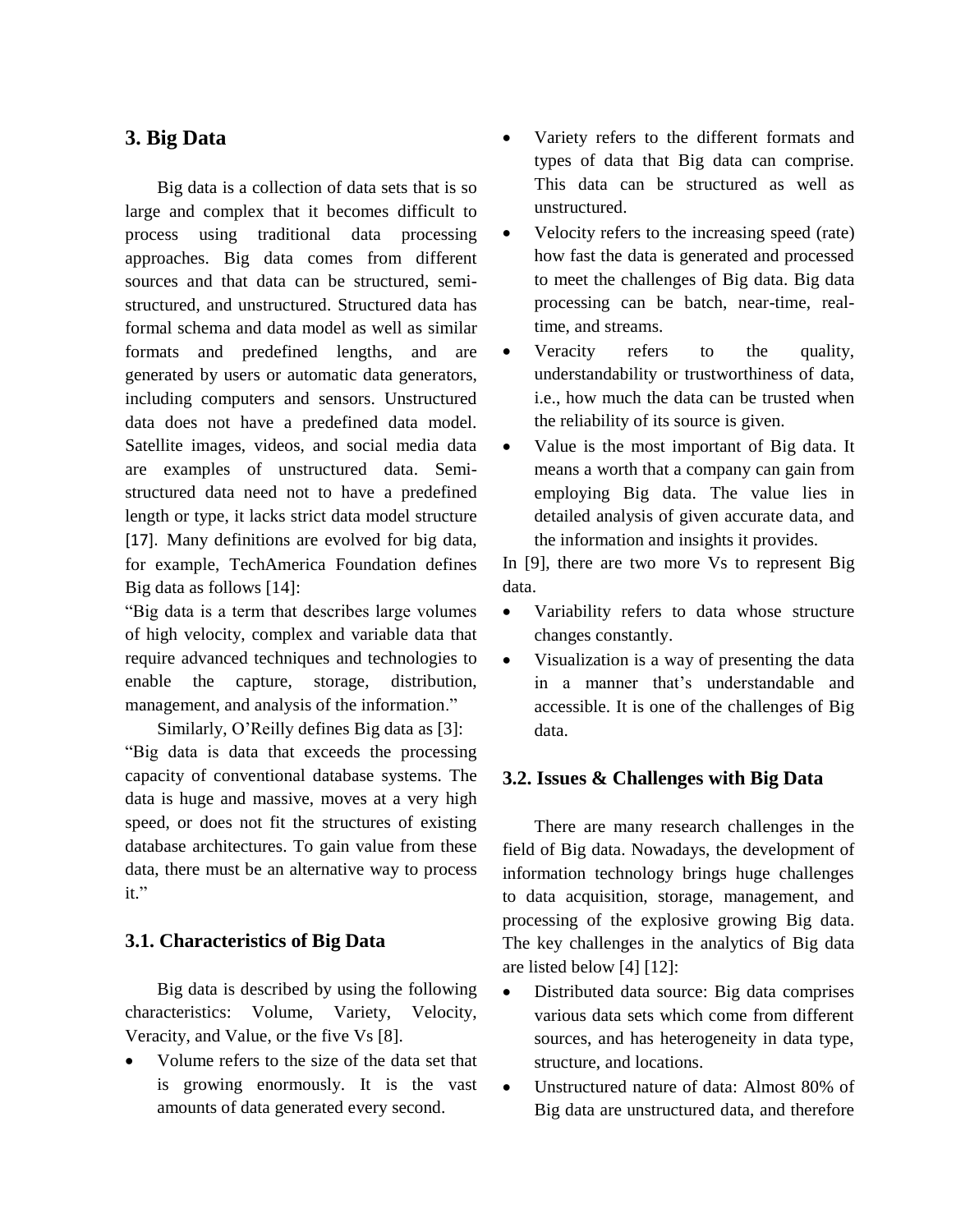## 3. Big Data

Big data is a collection of data sets that is so large and complex that it becomes difficult to process using traditional data processing approaches. Big data comes from different sources and that data can be structured, semi-structured, and unstructured. Structured data has formal schema and data model as well as similar formats and predefined lengths, and are generated by users or automatic data generators, including computers and sensors. Unstructured data does not have a predefined data model. Satellite images, videos, and social media data are examples of unstructured data. Semi-structured data need not to have a predefined length or type, it lacks strict data model structure [17]. Many definitions are evolved for big data, for example, TechAmerica Foundation defines Big data as follows [14]:

"Big data is a term that describes large volumes of high velocity, complex and variable data that require advanced techniques and technologies to enable the capture, storage, distribution, management, and analysis of the information."

Similarly, O'Reilly defines Big data as [3]:

"Big data is data that exceeds the processing capacity of conventional database systems. The data is huge and massive, moves at a very high speed, or does not fit the structures of existing database architectures. To gain value from these data, there must be an alternative way to process it."

### 3.1. Characteristics of Big Data

Big data is described by using the following characteristics: Volume, Variety, Velocity, Veracity, and Value, or the five Vs [8].

- Volume refers to the size of the data set that is growing enormously. It is the vast amounts of data generated every second.
- Variety refers to the different formats and types of data that Big data can comprise. This data can be structured as well as unstructured.
- Velocity refers to the increasing speed (rate) how fast the data is generated and processed to meet the challenges of Big data. Big data processing can be batch, near-time, real-time, and streams.
- Veracity refers to the quality, understandability or trustworthiness of data, i.e., how much the data can be trusted when the reliability of its source is given.
- Value is the most important of Big data. It means a worth that a company can gain from employing Big data. The value lies in detailed analysis of given accurate data, and the information and insights it provides.

In [9], there are two more Vs to represent Big data.

- Variability refers to data whose structure changes constantly.
- Visualization is a way of presenting the data in a manner that's understandable and accessible. It is one of the challenges of Big data.

### 3.2. Issues & Challenges with Big Data

There are many research challenges in the field of Big data. Nowadays, the development of information technology brings huge challenges to data acquisition, storage, management, and processing of the explosive growing Big data. The key challenges in the analytics of Big data are listed below [4] [12]:

- Distributed data source: Big data comprises various data sets which come from different sources, and has heterogeneity in data type, structure, and locations.
- Unstructured nature of data: Almost 80% of Big data are unstructured data, and therefore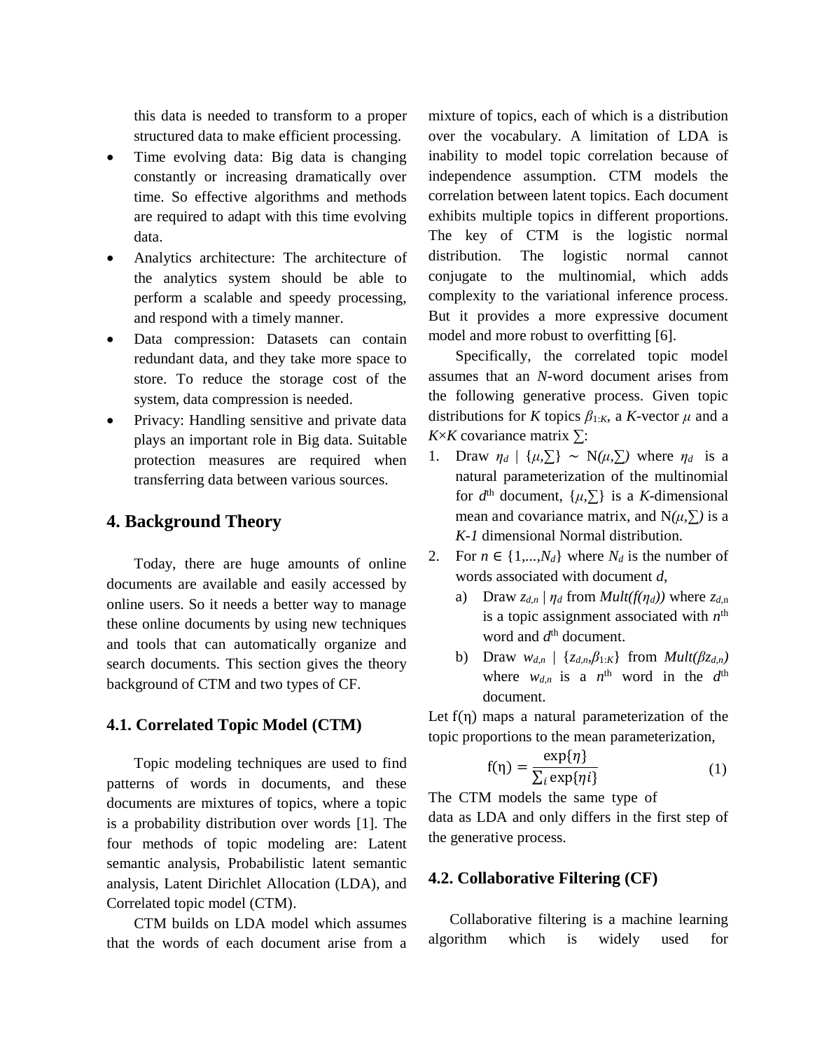this data is needed to transform to a proper structured data to make efficient processing.

- Time evolving data: Big data is changing constantly or increasing dramatically over time. So effective algorithms and methods are required to adapt with this time evolving data.
- Analytics architecture: The architecture of the analytics system should be able to perform a scalable and speedy processing, and respond with a timely manner.
- Data compression: Datasets can contain redundant data, and they take more space to store. To reduce the storage cost of the system, data compression is needed.
- Privacy: Handling sensitive and private data plays an important role in Big data. Suitable protection measures are required when transferring data between various sources.

## 4. Background Theory

Today, there are huge amounts of online documents are available and easily accessed by online users. So it needs a better way to manage these online documents by using new techniques and tools that can automatically organize and search documents. This section gives the theory background of CTM and two types of CF.

### 4.1. Correlated Topic Model (CTM)

Topic modeling techniques are used to find patterns of words in documents, and these documents are mixtures of topics, where a topic is a probability distribution over words [1]. The four methods of topic modeling are: Latent semantic analysis, Probabilistic latent semantic analysis, Latent Dirichlet Allocation (LDA), and Correlated topic model (CTM).

CTM builds on LDA model which assumes that the words of each document arise from a mixture of topics, each of which is a distribution over the vocabulary. A limitation of LDA is inability to model topic correlation because of independence assumption. CTM models the correlation between latent topics. Each document exhibits multiple topics in different proportions. The key of CTM is the logistic normal distribution. The logistic normal cannot conjugate to the multinomial, which adds complexity to the variational inference process. But it provides a more expressive document model and more robust to overfitting [6].

Specifically, the correlated topic model assumes that an *N*-word document arises from the following generative process. Given topic distributions for *K* topics $\beta_{1:K}$, a *K*-vector $\mu$ and a $K \times K$ covariance matrix $\Sigma$:

1. Draw $\eta_d \mid \{\mu, \Sigma\} \sim N(\mu, \Sigma)$ where $\eta_d$ is a natural parameterization of the multinomial for $d^{th}$ document, $\{\mu, \Sigma\}$ is a *K*-dimensional mean and covariance matrix, and $N(\mu, \Sigma)$ is a *K-1* dimensional Normal distribution.
2. For $n \in \{1, \ldots, N_d\}$ where $N_d$ is the number of words associated with document *d*,
   a) Draw $z_{d,n} \mid \eta_d$ from $Mult(f(\eta_d))$ where $z_{d,n}$ is a topic assignment associated with $n^{th}$ word and $d^{th}$ document.
   b) Draw $w_{d,n} \mid \{z_{d,n}, \beta_{1:K}\}$ from $Mult(\beta z_{d,n})$ where $w_{d,n}$ is a $n^{th}$ word in the $d^{th}$ document.

Let f(η) maps a natural parameterization of the topic proportions to the mean parameterization,

$$f(\eta) = \frac{\exp\{\eta\}}{\sum_i \exp\{\eta i\}} \quad (1)$$

The CTM models the same type of data as LDA and only differs in the first step of the generative process.

### 4.2. Collaborative Filtering (CF)

Collaborative filtering is a machine learning algorithm which is widely used for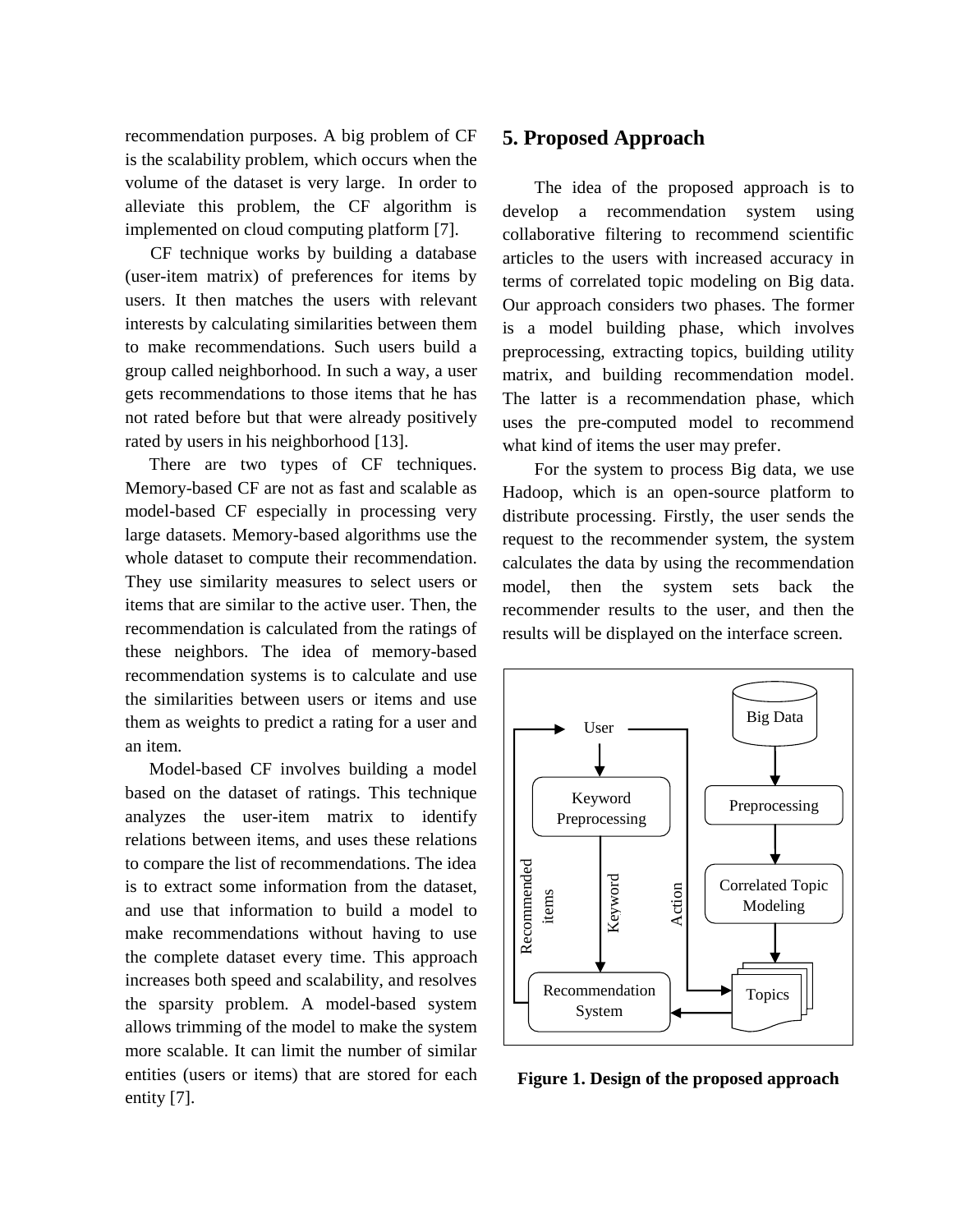recommendation purposes. A big problem of CF is the scalability problem, which occurs when the volume of the dataset is very large. In order to alleviate this problem, the CF algorithm is implemented on cloud computing platform [7].

CF technique works by building a database (user-item matrix) of preferences for items by users. It then matches the users with relevant interests by calculating similarities between them to make recommendations. Such users build a group called neighborhood. In such a way, a user gets recommendations to those items that he has not rated before but that were already positively rated by users in his neighborhood [13].

There are two types of CF techniques. Memory-based CF are not as fast and scalable as model-based CF especially in processing very large datasets. Memory-based algorithms use the whole dataset to compute their recommendation. They use similarity measures to select users or items that are similar to the active user. Then, the recommendation is calculated from the ratings of these neighbors. The idea of memory-based recommendation systems is to calculate and use the similarities between users or items and use them as weights to predict a rating for a user and an item.

Model-based CF involves building a model based on the dataset of ratings. This technique analyzes the user-item matrix to identify relations between items, and uses these relations to compare the list of recommendations. The idea is to extract some information from the dataset, and use that information to build a model to make recommendations without having to use the complete dataset every time. This approach increases both speed and scalability, and resolves the sparsity problem. A model-based system allows trimming of the model to make the system more scalable. It can limit the number of similar entities (users or items) that are stored for each entity [7].

## 5. Proposed Approach

The idea of the proposed approach is to develop a recommendation system using collaborative filtering to recommend scientific articles to the users with increased accuracy in terms of correlated topic modeling on Big data. Our approach considers two phases. The former is a model building phase, which involves preprocessing, extracting topics, building utility matrix, and building recommendation model. The latter is a recommendation phase, which uses the pre-computed model to recommend what kind of items the user may prefer.

For the system to process Big data, we use Hadoop, which is an open-source platform to distribute processing. Firstly, the user sends the request to the recommender system, the system calculates the data by using the recommendation model, then the system sets back the recommender results to the user, and then the results will be displayed on the interface screen.

User → Keyword Preprocessing → (Keyword) → Recommendation System → (Recommended items) → User; User → (Action) → Topics; Big Data → Preprocessing → Correlated Topic Modeling → Topics → Recommendation System

**Figure 1. Design of the proposed approach**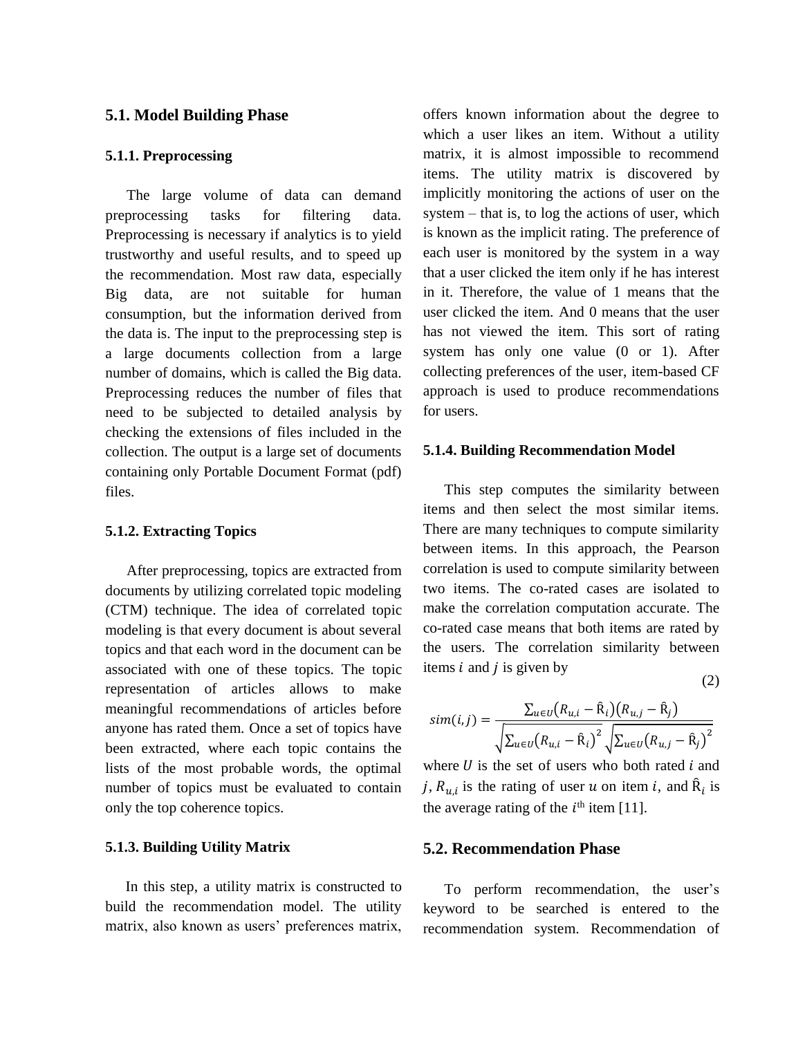## 5.1. Model Building Phase

### 5.1.1. Preprocessing

The large volume of data can demand preprocessing tasks for filtering data. Preprocessing is necessary if analytics is to yield trustworthy and useful results, and to speed up the recommendation. Most raw data, especially Big data, are not suitable for human consumption, but the information derived from the data is. The input to the preprocessing step is a large documents collection from a large number of domains, which is called the Big data. Preprocessing reduces the number of files that need to be subjected to detailed analysis by checking the extensions of files included in the collection. The output is a large set of documents containing only Portable Document Format (pdf) files.

### 5.1.2. Extracting Topics

After preprocessing, topics are extracted from documents by utilizing correlated topic modeling (CTM) technique. The idea of correlated topic modeling is that every document is about several topics and that each word in the document can be associated with one of these topics. The topic representation of articles allows to make meaningful recommendations of articles before anyone has rated them. Once a set of topics have been extracted, where each topic contains the lists of the most probable words, the optimal number of topics must be evaluated to contain only the top coherence topics.

### 5.1.3. Building Utility Matrix

In this step, a utility matrix is constructed to build the recommendation model. The utility matrix, also known as users' preferences matrix, offers known information about the degree to which a user likes an item. Without a utility matrix, it is almost impossible to recommend items. The utility matrix is discovered by implicitly monitoring the actions of user on the system – that is, to log the actions of user, which is known as the implicit rating. The preference of each user is monitored by the system in a way that a user clicked the item only if he has interest in it. Therefore, the value of 1 means that the user clicked the item. And 0 means that the user has not viewed the item. This sort of rating system has only one value (0 or 1). After collecting preferences of the user, item-based CF approach is used to produce recommendations for users.

### 5.1.4. Building Recommendation Model

This step computes the similarity between items and then select the most similar items. There are many techniques to compute similarity between items. In this approach, the Pearson correlation is used to compute similarity between two items. The co-rated cases are isolated to make the correlation computation accurate. The co-rated case means that both items are rated by the users. The correlation similarity between items $i$ and $j$ is given by

$$sim(i,j) = \frac{\sum_{u \in U}(R_{u,i} - \hat{R}_i)(R_{u,j} - \hat{R}_j)}{\sqrt{\sum_{u \in U}(R_{u,i} - \hat{R}_i)^2}\sqrt{\sum_{u \in U}(R_{u,j} - \hat{R}_j)^2}} \tag{2}$$

where $U$ is the set of users who both rated $i$ and $j$, $R_{u,i}$ is the rating of user $u$ on item $i$, and $\hat{R}_i$ is the average rating of the $i^{th}$ item [11].

## 5.2. Recommendation Phase

To perform recommendation, the user's keyword to be searched is entered to the recommendation system. Recommendation of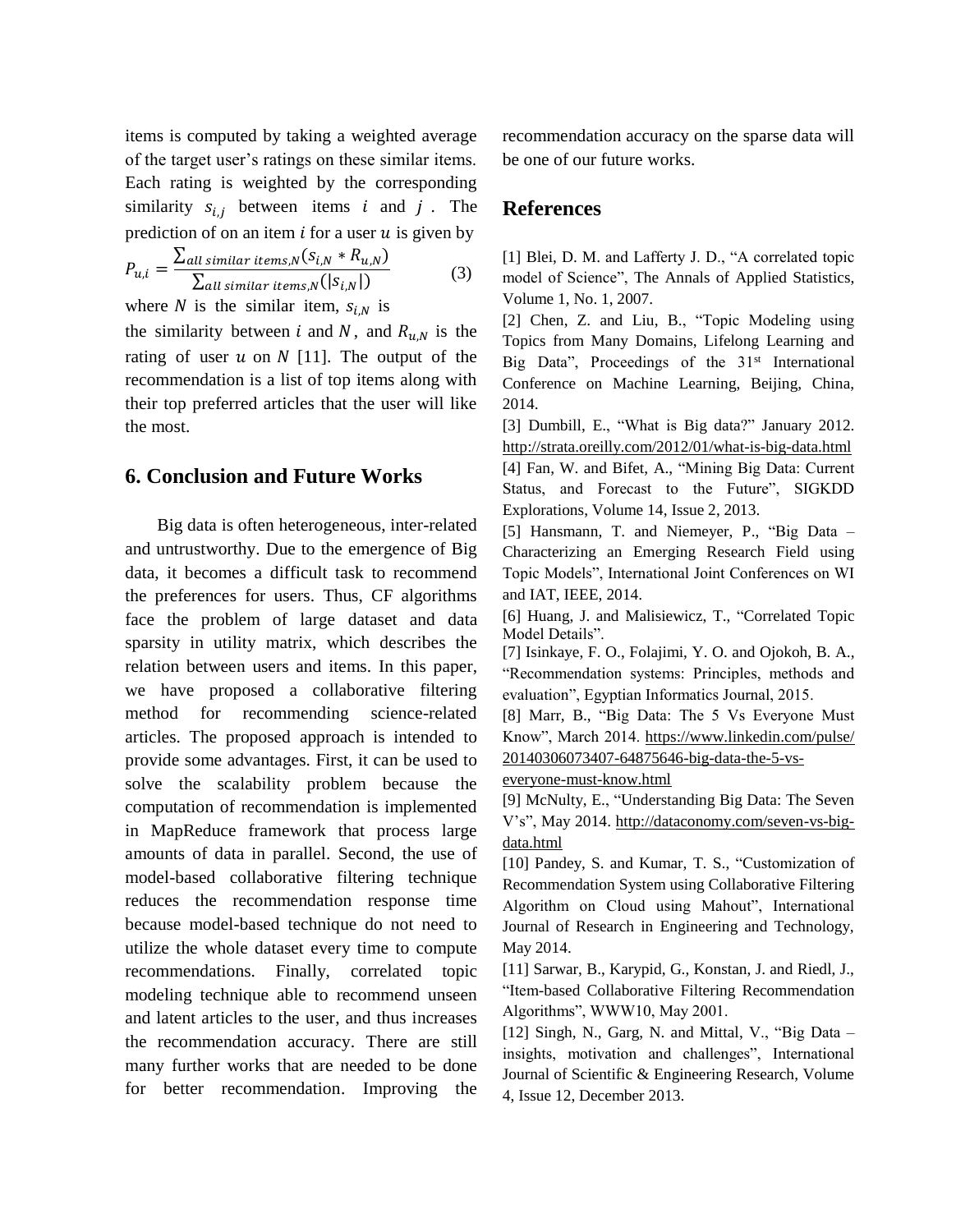items is computed by taking a weighted average of the target user's ratings on these similar items. Each rating is weighted by the corresponding similarity $s_{i,j}$ between items $i$ and $j$. The prediction of on an item $i$ for a user $u$ is given by

$$P_{u,i} = \frac{\sum_{all\ similar\ items,N}(s_{i,N} * R_{u,N})}{\sum_{all\ similar\ items,N}(|s_{i,N}|)} \quad (3)$$

where $N$ is the similar item, $s_{i,N}$ is the similarity between $i$ and $N$, and $R_{u,N}$ is the rating of user $u$ on $N$ [11]. The output of the recommendation is a list of top items along with their top preferred articles that the user will like the most.

## 6. Conclusion and Future Works

Big data is often heterogeneous, inter-related and untrustworthy. Due to the emergence of Big data, it becomes a difficult task to recommend the preferences for users. Thus, CF algorithms face the problem of large dataset and data sparsity in utility matrix, which describes the relation between users and items. In this paper, we have proposed a collaborative filtering method for recommending science-related articles. The proposed approach is intended to provide some advantages. First, it can be used to solve the scalability problem because the computation of recommendation is implemented in MapReduce framework that process large amounts of data in parallel. Second, the use of model-based collaborative filtering technique reduces the recommendation response time because model-based technique do not need to utilize the whole dataset every time to compute recommendations. Finally, correlated topic modeling technique able to recommend unseen and latent articles to the user, and thus increases the recommendation accuracy. There are still many further works that are needed to be done for better recommendation. Improving the recommendation accuracy on the sparse data will be one of our future works.

## References

[1] Blei, D. M. and Lafferty J. D., "A correlated topic model of Science", The Annals of Applied Statistics, Volume 1, No. 1, 2007.

[2] Chen, Z. and Liu, B., "Topic Modeling using Topics from Many Domains, Lifelong Learning and Big Data", Proceedings of the 31st International Conference on Machine Learning, Beijing, China, 2014.

[3] Dumbill, E., "What is Big data?" January 2012. http://strata.oreilly.com/2012/01/what-is-big-data.html

[4] Fan, W. and Bifet, A., "Mining Big Data: Current Status, and Forecast to the Future", SIGKDD Explorations, Volume 14, Issue 2, 2013.

[5] Hansmann, T. and Niemeyer, P., "Big Data – Characterizing an Emerging Research Field using Topic Models", International Joint Conferences on WI and IAT, IEEE, 2014.

[6] Huang, J. and Malisiewicz, T., "Correlated Topic Model Details".

[7] Isinkaye, F. O., Folajimi, Y. O. and Ojokoh, B. A., "Recommendation systems: Principles, methods and evaluation", Egyptian Informatics Journal, 2015.

[8] Marr, B., "Big Data: The 5 Vs Everyone Must Know", March 2014. https://www.linkedin.com/pulse/20140306073407-64875646-big-data-the-5-vs-everyone-must-know.html

[9] McNulty, E., "Understanding Big Data: The Seven V's", May 2014. http://dataconomy.com/seven-vs-big-data.html

[10] Pandey, S. and Kumar, T. S., "Customization of Recommendation System using Collaborative Filtering Algorithm on Cloud using Mahout", International Journal of Research in Engineering and Technology, May 2014.

[11] Sarwar, B., Karypid, G., Konstan, J. and Riedl, J., "Item-based Collaborative Filtering Recommendation Algorithms", WWW10, May 2001.

[12] Singh, N., Garg, N. and Mittal, V., "Big Data – insights, motivation and challenges", International Journal of Scientific & Engineering Research, Volume 4, Issue 12, December 2013.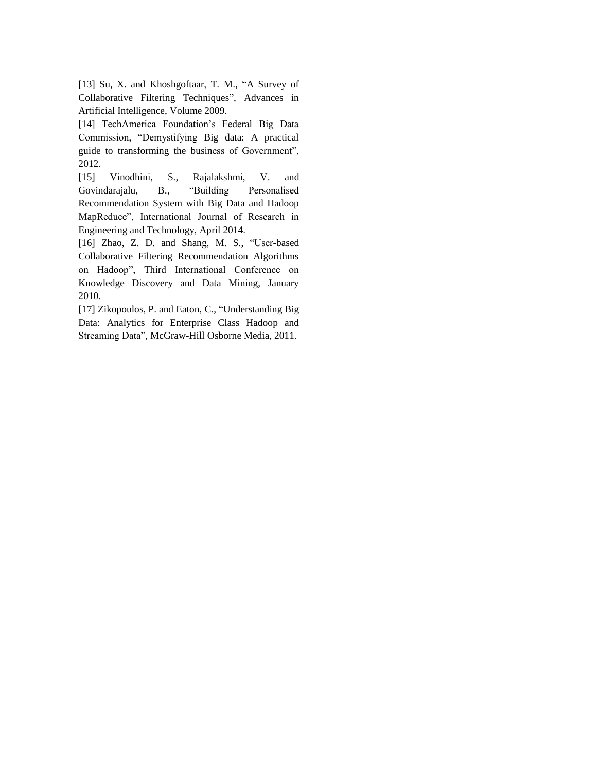[13] Su, X. and Khoshgoftaar, T. M., "A Survey of Collaborative Filtering Techniques", Advances in Artificial Intelligence, Volume 2009.

[14] TechAmerica Foundation's Federal Big Data Commission, "Demystifying Big data: A practical guide to transforming the business of Government", 2012.

[15] Vinodhini, S., Rajalakshmi, V. and Govindarajalu, B., "Building Personalised Recommendation System with Big Data and Hadoop MapReduce", International Journal of Research in Engineering and Technology, April 2014.

[16] Zhao, Z. D. and Shang, M. S., "User-based Collaborative Filtering Recommendation Algorithms on Hadoop", Third International Conference on Knowledge Discovery and Data Mining, January 2010.

[17] Zikopoulos, P. and Eaton, C., "Understanding Big Data: Analytics for Enterprise Class Hadoop and Streaming Data", McGraw-Hill Osborne Media, 2011.